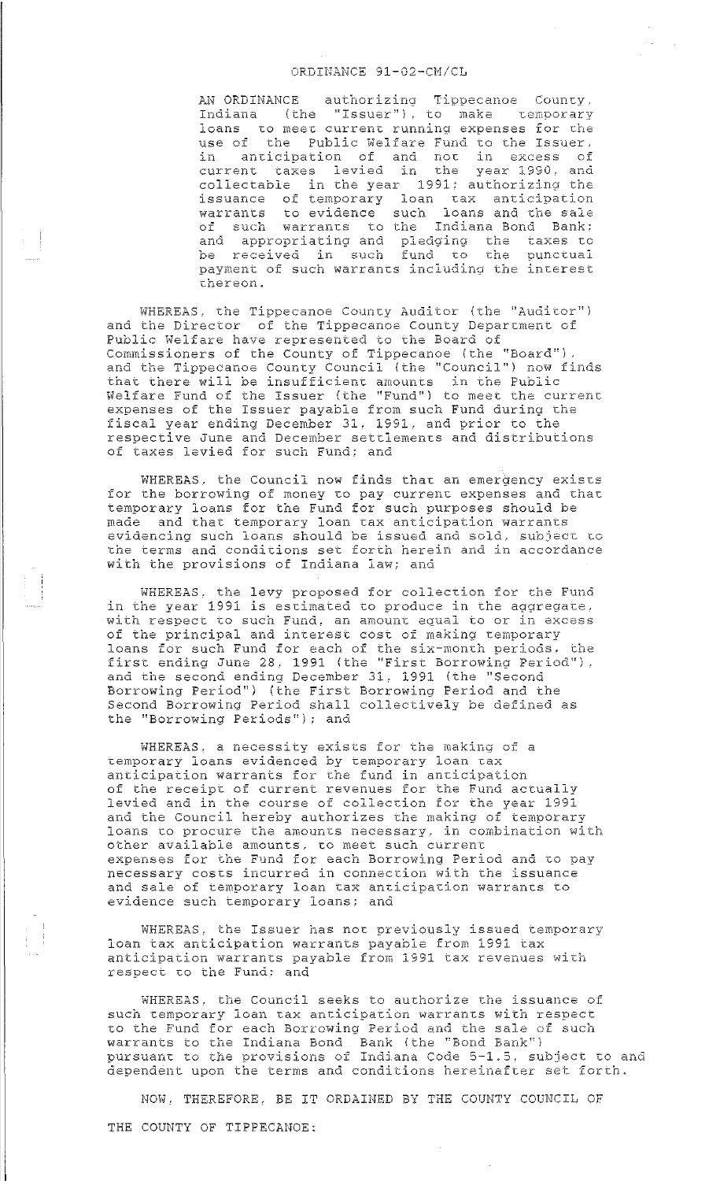# ORDINANCE 91-02-CM/CL

AN ORDINANCE authorizing Tippecanoe County, Indiana (the "Issuer"), to make temporary loans to meet current running expenses for the use of the Public Welfare Fund to the Issuer, in anticipation of and not in excess of current taxes levied in the year 1990, and collectable in the year 1991; authorizing the issuance of temporary loan tax anticipation warrants to evidence such loans and the sale of such warrants to the Indiana Bond Bank; and appropriating and pledging the taxes to be received in such fund to the punctual payment of such warrants including the interest thereon.

WHEREAS, the Tippecanoe County Auditor (the "Auditor") and the Director of the Tippecanoe County Department of Public Welfare have represented to the Board of Commissioners of the County of Tippecanoe (the "Board"), and the Tippecanoe County Council (the "Council") now finds that there will be insufficient amounts in the Public Welfare Fund of the Issuer (the "Fund") to meet the current expenses of the Issuer payable from such Fund during the fiscal year ending December 31, 1991, and prior to the respective June and December settlements and distributions of taxes levied for such Fund; and

WHEREAS, the Council now finds that an emergency exists for the borrowing of money to pay current expenses and that temporary loans for the Fund for such purposes should be made and that temporary loan tax anticipation warrants evidencing such loans should be issued and sold, subject to the terms and conditions set forth herein and in accordance with the provisions of Indiana law; and

WHEREAS, the levy proposed for collection for the Fund in the year 1991 is estimated to produce in the aggregate, with respect to such Fund, an amount equal to or in excess of the principal and interest cost of making temporary loans for such Fund for each of the six-month periods, the first ending June 28, 1991 (the "First Borrowing Period"), and the second ending December 31, 1991 (the "Second Borrowing Period") (the First Borrowing Period and the Second Borrowing Period shall collectively be defined as the "Borrowing Periods"); and

WHEREAS, a necessity exists for the making of a temporary loans evidenced by temporary loan tax anticipation warrants for the fund in anticipation of the receipt of current revenues for the Fund actually levied and in the course of collection for the year 1991 and the Council hereby authorizes the making of temporary loans to procure the amounts necessary, in combination with other available amounts, to meet such current expenses for the Fund for each Borrowing Period and to pay necessary costs incurred in connection with the issuance and sale of temporary loan tax anticipation warrants to evidence such temporary loans; and

WHEREAS, the Issuer has not previously issued temporary loan tax anticipation warrants payable from 1991 tax anticipation warrants payable from 1991 tax revenues with respect to the Fund; and

WHEREAS, the Council seeks to authorize the issuance of such temporary loan tax anticipation warrants with respect to the Fund for each Borrowing Period and the sale of such warrants to the Indiana Bond Bank (the "Bond Bank") pursuant to the provisions of Indiana Code 5-1.5, subject to and dependent upon the terms and conditions hereinafter set forth.

NOW, THEREFORE, BE IT ORDAINED BY THE COUNTY COUNCIL OF THE COUNTY OF TIPPECANOE: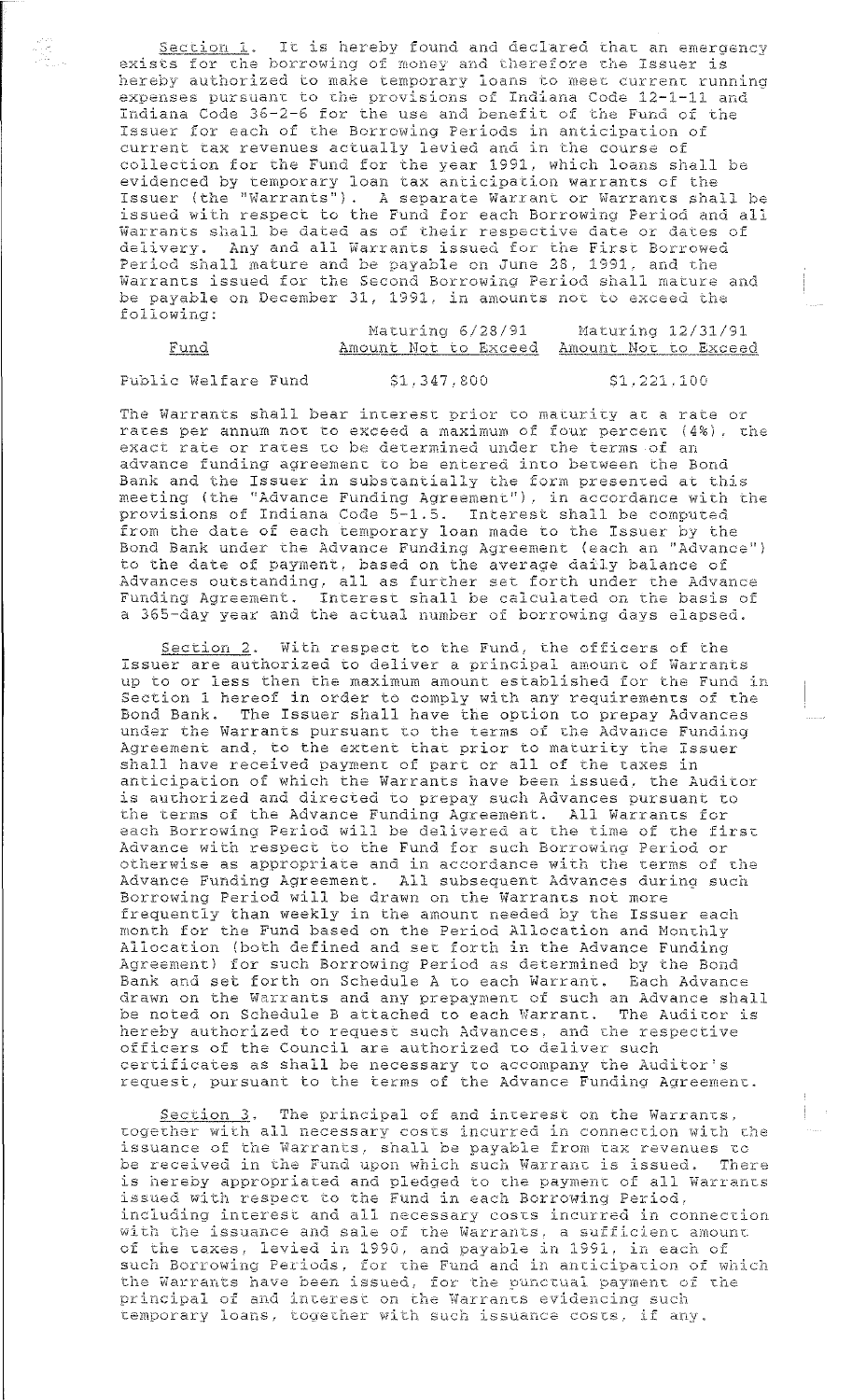_Section 1_. It is hereby found and declared that an emergency exists for the borrowing of money and therefore the Issuer is hereby authorized to make temporary loans to meet current running expenses pursuant to the provisions of Indiana Code 12-1-11 and Indiana Code 36-2-6 for the use and benefit of the Fund of the Issuer for each of the Borrowing Periods in anticipation of current tax revenues actually levied and in the course of collection for the Fund for the year 1991, which loans shall be evidenced by temporary loan tax anticipation warrants of the Issuer (the "Warrants"). A separate Warrant or Warrants shall be issued with respect to the Fund for each Borrowing Period and all Warrants shall be dated as of their respective date or dates of delivery. Any and all Warrants issued for the First Borrowed Period shall mature and be payable on June 28, 1991, and the Warrants issued for the Second Borrowing Period shall mature and be payable on December 31, 1991, in amounts not to exceed the following:

| <u>Fund</u> | Maturing 6/28/91 <u>Amount Not to Exceed</u> | Maturing 12/31/91 <u>Amount Not to Exceed</u> |
|---|---|---|
| Public Welfare Fund | $1,347,800 | $1,221,100 |

The Warrants shall bear interest prior to maturity at a rate or rates per annum not to exceed a maximum of four percent (4%), the exact rate or rates to be determined under the terms of an advance funding agreement to be entered into between the Bond Bank and the Issuer in substantially the form presented at this meeting (the "Advance Funding Agreement"), in accordance with the provisions of Indiana Code 5-1.5. Interest shall be computed from the date of each temporary loan made to the Issuer by the Bond Bank under the Advance Funding Agreement (each an "Advance") to the date of payment, based on the average daily balance of Advances outstanding, all as further set forth under the Advance Funding Agreement. Interest shall be calculated on the basis of a 365-day year and the actual number of borrowing days elapsed.

_Section 2_. With respect to the Fund, the officers of the Issuer are authorized to deliver a principal amount of Warrants up to or less then the maximum amount established for the Fund in Section 1 hereof in order to comply with any requirements of the Bond Bank. The Issuer shall have the option to prepay Advances under the Warrants pursuant to the terms of the Advance Funding Agreement and, to the extent that prior to maturity the Issuer shall have received payment of part or all of the taxes in anticipation of which the Warrants have been issued, the Auditor is authorized and directed to prepay such Advances pursuant to the terms of the Advance Funding Agreement. All Warrants for each Borrowing Period will be delivered at the time of the first Advance with respect to the Fund for such Borrowing Period or otherwise as appropriate and in accordance with the terms of the Advance Funding Agreement. All subsequent Advances during such Borrowing Period will be drawn on the Warrants not more frequently than weekly in the amount needed by the Issuer each month for the Fund based on the Period Allocation and Monthly Allocation (both defined and set forth in the Advance Funding Agreement) for such Borrowing Period as determined by the Bond Bank and set forth on Schedule A to each Warrant. Each Advance drawn on the Warrants and any prepayment of such an Advance shall be noted on Schedule B attached to each Warrant. The Auditor is hereby authorized to request such Advances, and the respective officers of the Council are authorized to deliver such certificates as shall be necessary to accompany the Auditor's request, pursuant to the terms of the Advance Funding Agreement.

_Section 3_. The principal of and interest on the Warrants, together with all necessary costs incurred in connection with the issuance of the Warrants, shall be payable from tax revenues to be received in the Fund upon which such Warrant is issued. There is hereby appropriated and pledged to the payment of all Warrants issued with respect to the Fund in each Borrowing Period, including interest and all necessary costs incurred in connection with the issuance and sale of the Warrants, a sufficient amount of the taxes, levied in 1990, and payable in 1991, in each of such Borrowing Periods, for the Fund and in anticipation of which the Warrants have been issued, for the punctual payment of the principal of and interest on the Warrants evidencing such temporary loans, together with such issuance costs, if any.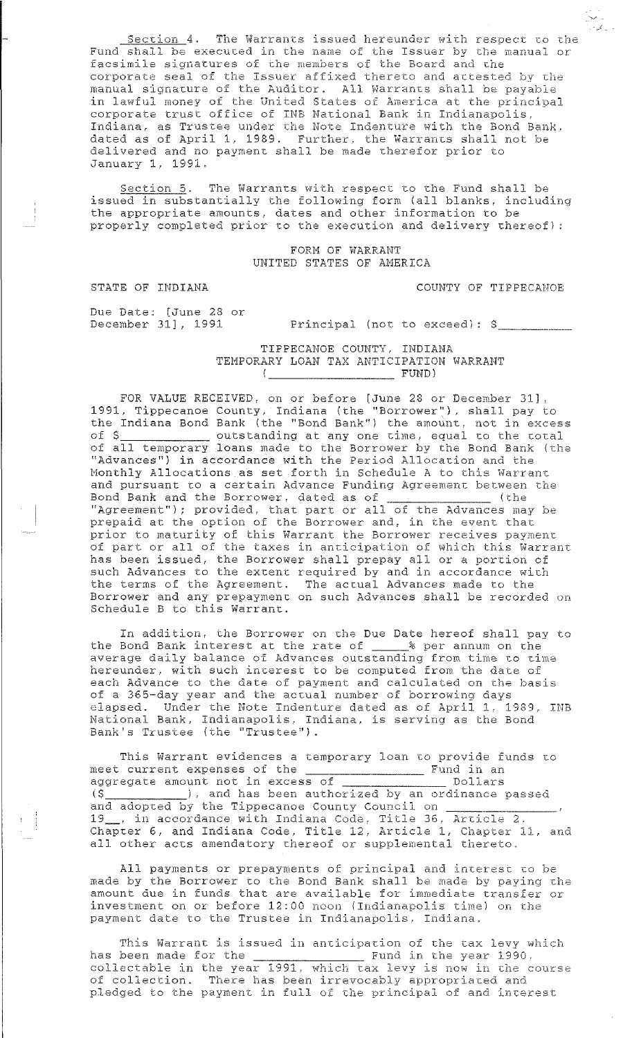Section 4. The Warrants issued hereunder with respect to the Fund shall be executed in the name of the Issuer by the manual or facsimile signatures of the members of the Board and the corporate seal of the Issuer affixed thereto and attested by the manual signature of the Auditor. All Warrants shall be payable in lawful money of the United States of America at the principal corporate trust office of INB National Bank in Indianapolis, Indiana, as Trustee under the Note Indenture with the Bond Bank, dated as of April 1, 1989. Further, the Warrants shall not be delivered and no payment shall be made therefor prior to January 1, 1991.

Section 5. The Warrants with respect to the Fund shall be issued in substantially the following form (all blanks, including the appropriate amounts, dates and other information to be properly completed prior to the execution and delivery thereof):

FORM OF WARRANT
UNITED STATES OF AMERICA

STATE OF INDIANA COUNTY OF TIPPECANOE

Due Date: [June 28 or December 31], 1991 Principal (not to exceed): $\_\_\_\_\_\_\_\_\_\_

TIPPECANOE COUNTY, INDIANA
TEMPORARY LOAN TAX ANTICIPATION WARRANT
(\_\_\_\_\_\_\_\_\_\_\_\_\_\_\_\_ FUND)

FOR VALUE RECEIVED, on or before [June 28 or December 31], 1991, Tippecanoe County, Indiana (the "Borrower"), shall pay to the Indiana Bond Bank (the "Bond Bank") the amount, not in excess of $\_\_\_\_\_\_\_\_\_\_ outstanding at any one time, equal to the total of all temporary loans made to the Borrower by the Bond Bank (the "Advances") in accordance with the Period Allocation and the Monthly Allocations as set forth in Schedule A to this Warrant and pursuant to a certain Advance Funding Agreement between the Bond Bank and the Borrower, dated as of \_\_\_\_\_\_\_\_\_\_\_\_ (the "Agreement"); provided, that part or all of the Advances may be prepaid at the option of the Borrower and, in the event that prior to maturity of this Warrant the Borrower receives payment of part or all of the taxes in anticipation of which this Warrant has been issued, the Borrower shall prepay all or a portion of such Advances to the extent required by and in accordance with the terms of the Agreement. The actual Advances made to the Borrower and any prepayment on such Advances shall be recorded on Schedule B to this Warrant.

In addition, the Borrower on the Due Date hereof shall pay to the Bond Bank interest at the rate of \_\_\_\_% per annum on the average daily balance of Advances outstanding from time to time hereunder, with such interest to be computed from the date of each Advance to the date of payment and calculated on the basis of a 365-day year and the actual number of borrowing days elapsed. Under the Note Indenture dated as of April 1, 1989, INB National Bank, Indianapolis, Indiana, is serving as the Bond Bank's Trustee (the "Trustee").

This Warrant evidences a temporary loan to provide funds to meet current expenses of the \_\_\_\_\_\_\_\_\_\_\_\_\_\_ Fund in an aggregate amount not in excess of \_\_\_\_\_\_\_\_\_\_\_\_ Dollars ($\_\_\_\_\_\_\_\_\_\_), and has been authorized by an ordinance passed and adopted by the Tippecanoe County Council on \_\_\_\_\_\_\_\_\_\_\_\_\_\_, 19\_\_, in accordance with Indiana Code, Title 36, Article 2, Chapter 6, and Indiana Code, Title 12, Article 1, Chapter 11, and all other acts amendatory thereof or supplemental thereto.

All payments or prepayments of principal and interest to be made by the Borrower to the Bond Bank shall be made by paying the amount due in funds that are available for immediate transfer or investment on or before 12:00 noon (Indianapolis time) on the payment date to the Trustee in Indianapolis, Indiana.

This Warrant is issued in anticipation of the tax levy which has been made for the \_\_\_\_\_\_\_\_\_\_\_\_ Fund in the year 1990, collectable in the year 1991, which tax levy is now in the course of collection. There has been irrevocably appropriated and pledged to the payment in full of the principal of and interest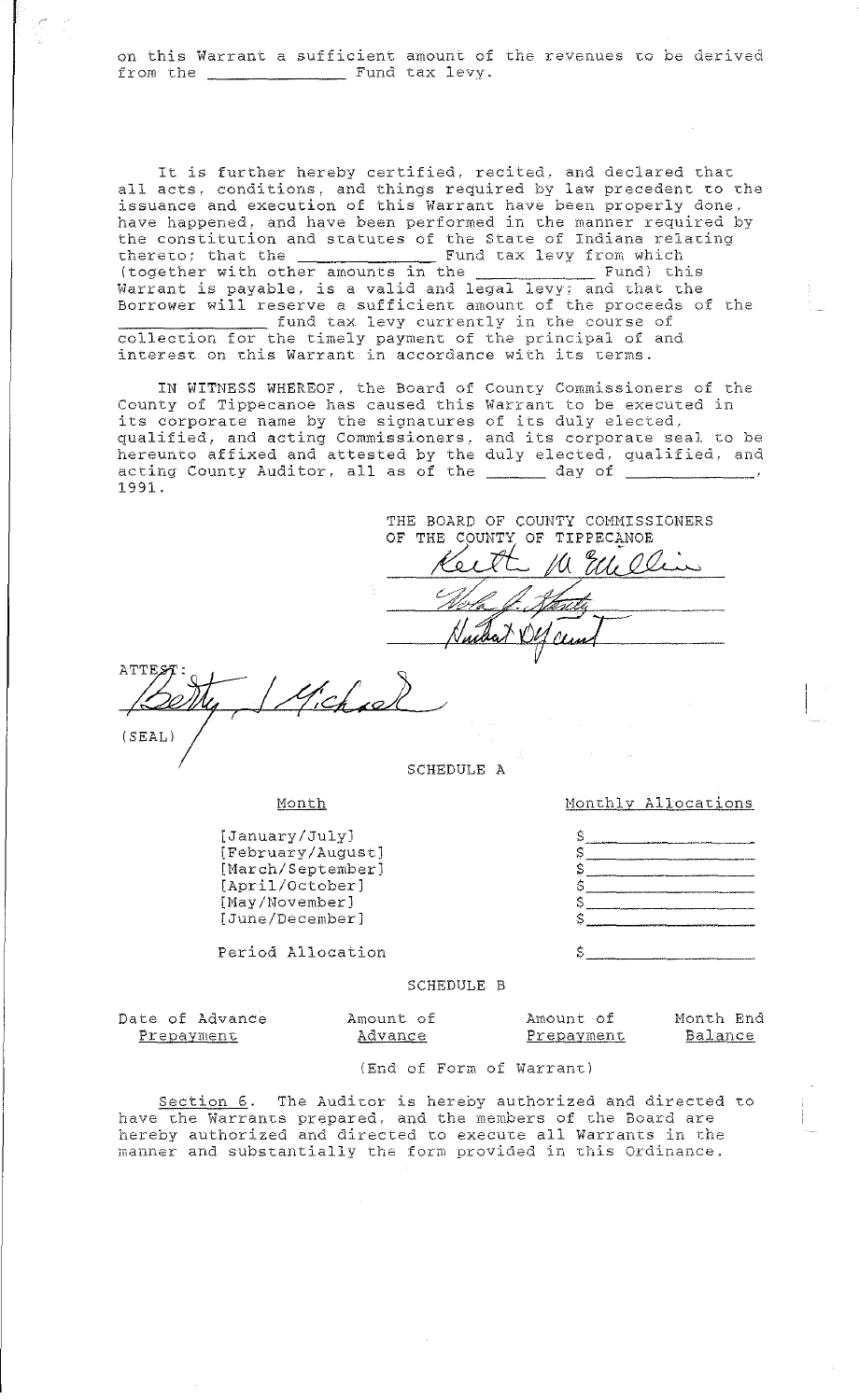on this Warrant a sufficient amount of the revenues to be derived from the _____________ Fund tax levy.

It is further hereby certified, recited, and declared that all acts, conditions, and things required by law precedent to the issuance and execution of this Warrant have been properly done, have happened, and have been performed in the manner required by the constitution and statutes of the State of Indiana relating thereto; that the _____________ Fund tax levy from which (together with other amounts in the ___________ Fund) this Warrant is payable, is a valid and legal levy; and that the Borrower will reserve a sufficient amount of the proceeds of the _____________ fund tax levy currently in the course of collection for the timely payment of the principal of and interest on this Warrant in accordance with its terms.

IN WITNESS WHEREOF, the Board of County Commissioners of the County of Tippecanoe has caused this Warrant to be executed in its corporate name by the signatures of its duly elected, qualified, and acting Commissioners, and its corporate seal to be hereunto affixed and attested by the duly elected, qualified, and acting County Auditor, all as of the ______ day of _____________, 1991.

THE BOARD OF COUNTY COMMISSIONERS OF THE COUNTY OF TIPPECANOE

Keith M. McMillin

Nola J. Gentry

Hubert D. Yount

ATTEST:

Betty J. Michael

(SEAL)

SCHEDULE A

| Month | Monthly Allocations |
|---|---|
| [January/July] | $__________ |
| [February/August] | $__________ |
| [March/September] | $__________ |
| [April/October] | $__________ |
| [May/November] | $__________ |
| [June/December] | $__________ |
| Period Allocation | $__________ |

SCHEDULE B

| Date of Advance Prepayment | Amount of Advance | Amount of Prepayment | Month End Balance |
|---|---|---|---|

(End of Form of Warrant)

Section 6. The Auditor is hereby authorized and directed to have the Warrants prepared, and the members of the Board are hereby authorized and directed to execute all Warrants in the manner and substantially the form provided in this Ordinance.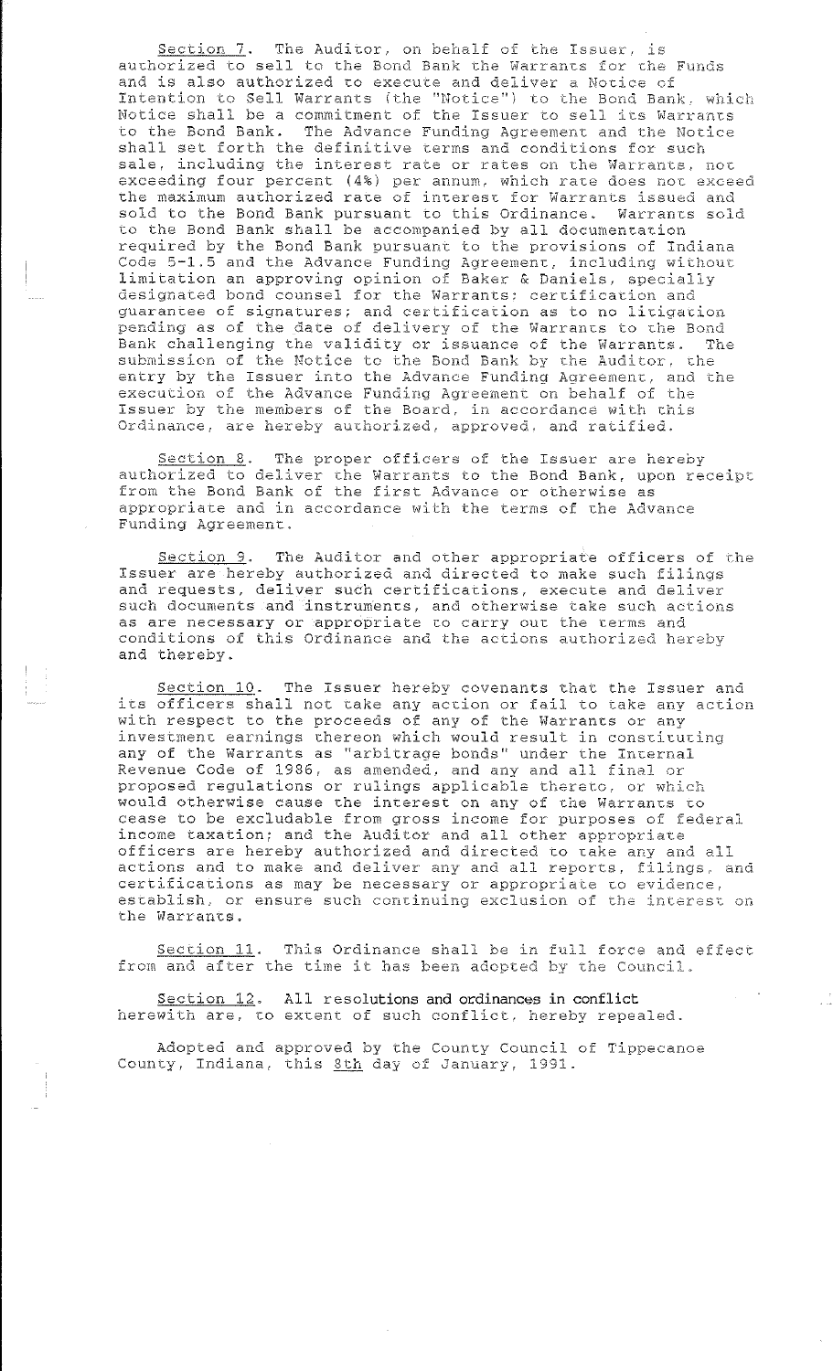<u>Section 7</u>. The Auditor, on behalf of the Issuer, is authorized to sell to the Bond Bank the Warrants for the Funds and is also authorized to execute and deliver a Notice of Intention to Sell Warrants (the "Notice") to the Bond Bank, which Notice shall be a commitment of the Issuer to sell its Warrants to the Bond Bank. The Advance Funding Agreement and the Notice shall set forth the definitive terms and conditions for such sale, including the interest rate or rates on the Warrants, not exceeding four percent (4%) per annum, which rate does not exceed the maximum authorized rate of interest for Warrants issued and sold to the Bond Bank pursuant to this Ordinance. Warrants sold to the Bond Bank shall be accompanied by all documentation required by the Bond Bank pursuant to the provisions of Indiana Code 5-1.5 and the Advance Funding Agreement, including without limitation an approving opinion of Baker & Daniels, specially designated bond counsel for the Warrants; certification and guarantee of signatures; and certification as to no litigation pending as of the date of delivery of the Warrants to the Bond Bank challenging the validity or issuance of the Warrants. The submission of the Notice to the Bond Bank by the Auditor, the entry by the Issuer into the Advance Funding Agreement, and the execution of the Advance Funding Agreement on behalf of the Issuer by the members of the Board, in accordance with this Ordinance, are hereby authorized, approved, and ratified.

<u>Section 8</u>. The proper officers of the Issuer are hereby authorized to deliver the Warrants to the Bond Bank, upon receipt from the Bond Bank of the first Advance or otherwise as appropriate and in accordance with the terms of the Advance Funding Agreement.

<u>Section 9</u>. The Auditor and other appropriate officers of the Issuer are hereby authorized and directed to make such filings and requests, deliver such certifications, execute and deliver such documents and instruments, and otherwise take such actions as are necessary or appropriate to carry out the terms and conditions of this Ordinance and the actions authorized hereby and thereby.

<u>Section 10</u>. The Issuer hereby covenants that the Issuer and its officers shall not take any action or fail to take any action with respect to the proceeds of any of the Warrants or any investment earnings thereon which would result in constituting any of the Warrants as "arbitrage bonds" under the Internal Revenue Code of 1986, as amended, and any and all final or proposed regulations or rulings applicable thereto, or which would otherwise cause the interest on any of the Warrants to cease to be excludable from gross income for purposes of federal income taxation; and the Auditor and all other appropriate officers are hereby authorized and directed to take any and all actions and to make and deliver any and all reports, filings, and certifications as may be necessary or appropriate to evidence, establish, or ensure such continuing exclusion of the interest on the Warrants.

<u>Section 11</u>. This Ordinance shall be in full force and effect from and after the time it has been adopted by the Council.

<u>Section 12</u>. All resolutions and ordinances in conflict herewith are, to extent of such conflict, hereby repealed.

Adopted and approved by the County Council of Tippecanoe County, Indiana, this <u>8th</u> day of January, 1991.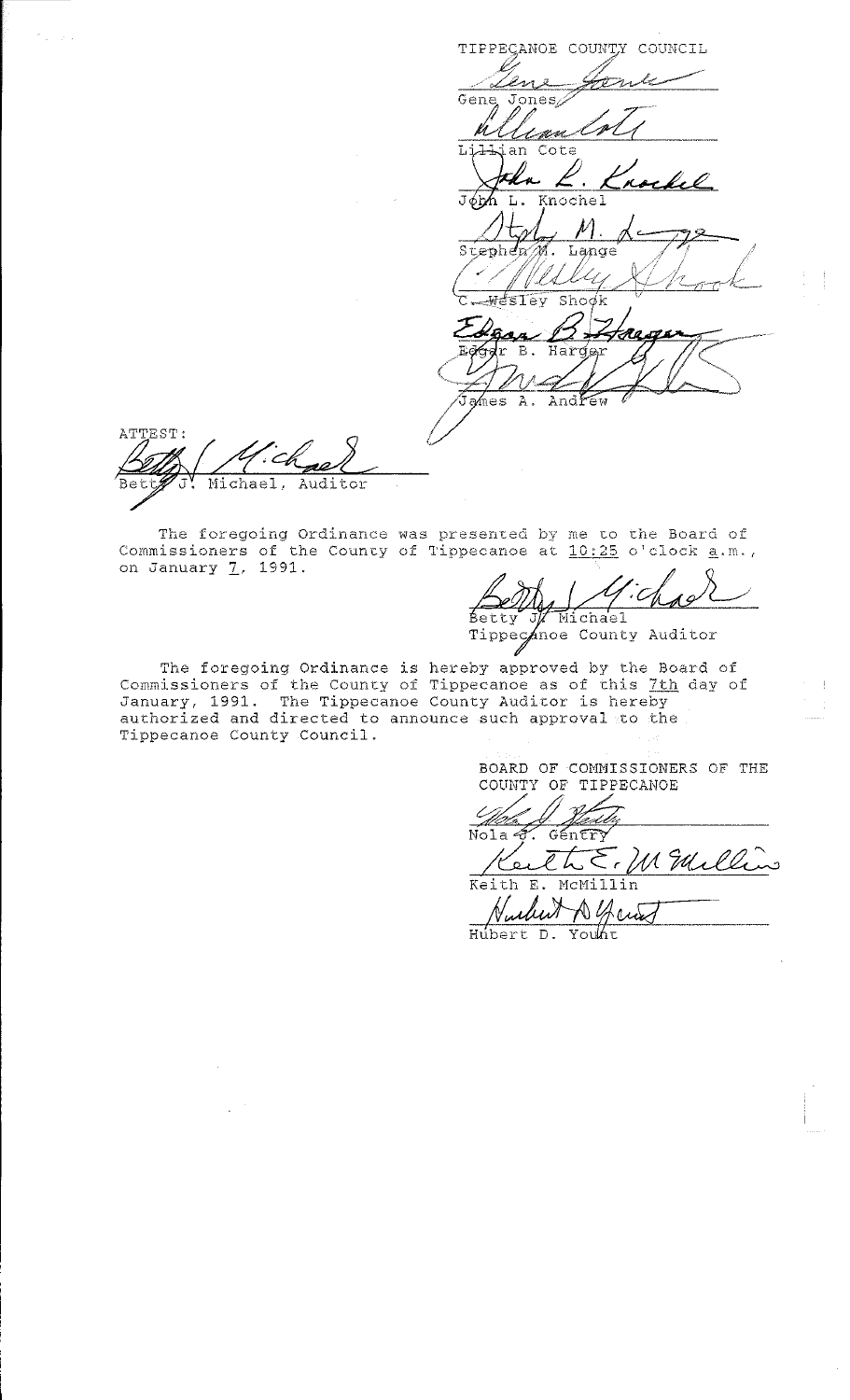TIPPECANOE COUNTY COUNCIL

Gene Jones

Lillian Cote

John L. Knochel

Stephen M. Lange

C. Wesley Shook

Edgar B. Harger

James A. Andrew

ATTEST:

Betty J. Michael, Auditor

The foregoing Ordinance was presented by me to the Board of Commissioners of the County of Tippecanoe at 10:25 o'clock a.m., on January 7, 1991.

Betty J. Michael
Tippecanoe County Auditor

The foregoing Ordinance is hereby approved by the Board of Commissioners of the County of Tippecanoe as of this 7th day of January, 1991. The Tippecanoe County Auditor is hereby authorized and directed to announce such approval to the Tippecanoe County Council.

BOARD OF COMMISSIONERS OF THE COUNTY OF TIPPECANOE

Nola J. Gentry

Keith E. McMillin

Hubert D. Yount